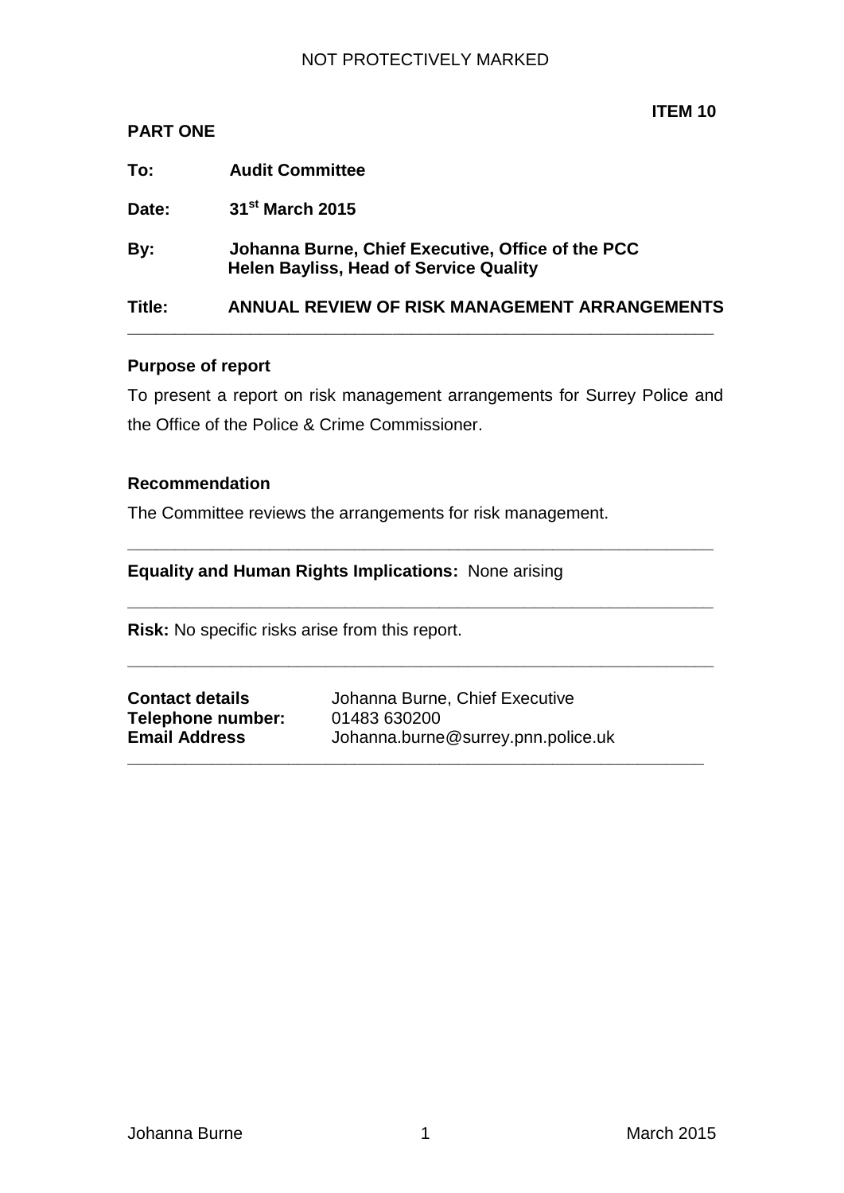NOT PROTECTIVELY MARKED

**ITEM 10**

**PART ONE**

**To:** **Audit Committee**

**Date:** **31st March 2015**

**By:** **Johanna Burne, Chief Executive, Office of the PCC**
**Helen Bayliss, Head of Service Quality**

**Title:** **ANNUAL REVIEW OF RISK MANAGEMENT ARRANGEMENTS**

---

**Purpose of report**

To present a report on risk management arrangements for Surrey Police and the Office of the Police & Crime Commissioner.

**Recommendation**

The Committee reviews the arrangements for risk management.

---

**Equality and Human Rights Implications:** None arising

---

**Risk:** No specific risks arise from this report.

---

**Contact details** Johanna Burne, Chief Executive
**Telephone number:** 01483 630200
**Email Address** Johanna.burne@surrey.pnn.police.uk

---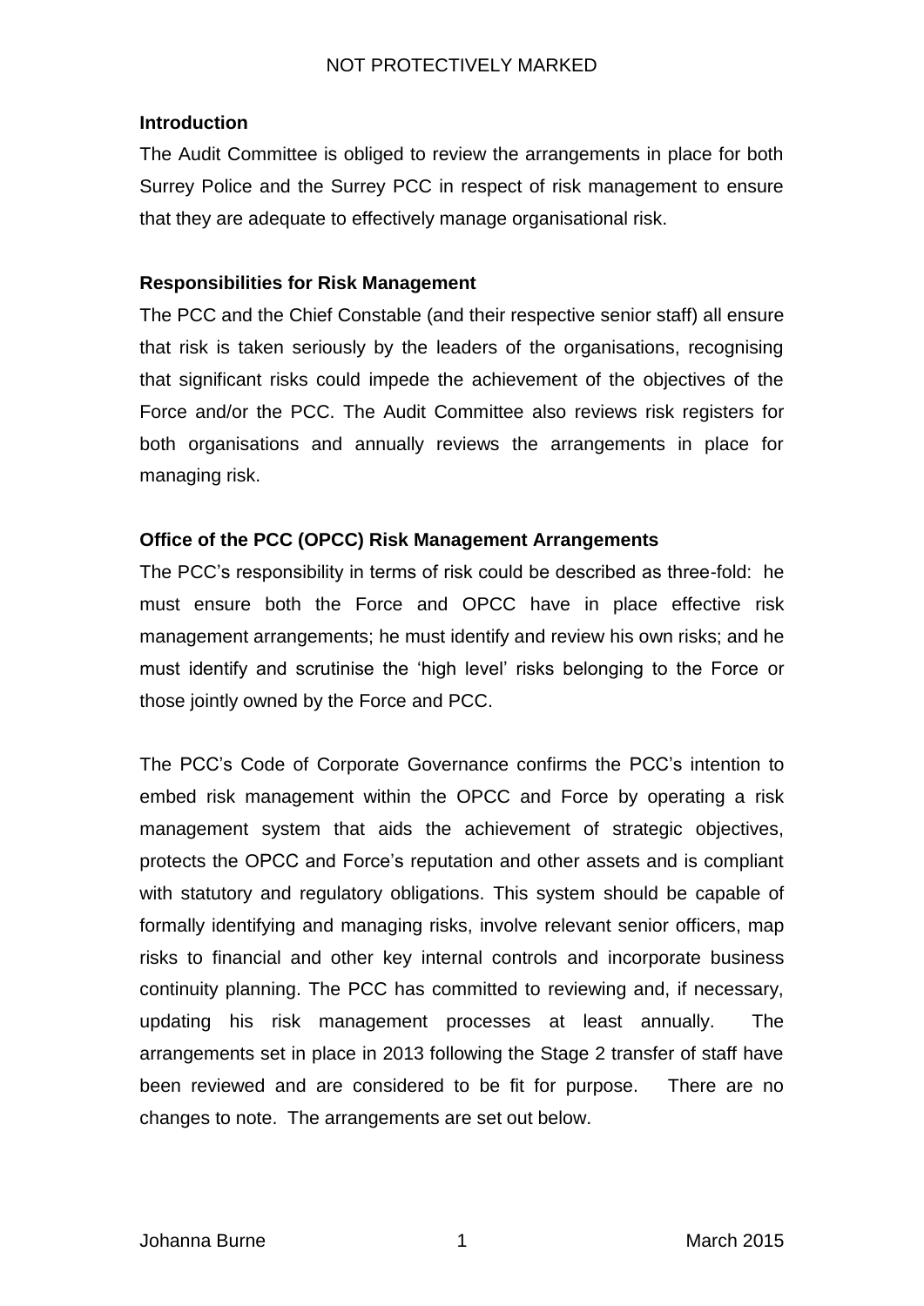**Introduction**

The Audit Committee is obliged to review the arrangements in place for both Surrey Police and the Surrey PCC in respect of risk management to ensure that they are adequate to effectively manage organisational risk.

**Responsibilities for Risk Management**

The PCC and the Chief Constable (and their respective senior staff) all ensure that risk is taken seriously by the leaders of the organisations, recognising that significant risks could impede the achievement of the objectives of the Force and/or the PCC. The Audit Committee also reviews risk registers for both organisations and annually reviews the arrangements in place for managing risk.

**Office of the PCC (OPCC) Risk Management Arrangements**

The PCC's responsibility in terms of risk could be described as three-fold: he must ensure both the Force and OPCC have in place effective risk management arrangements; he must identify and review his own risks; and he must identify and scrutinise the 'high level' risks belonging to the Force or those jointly owned by the Force and PCC.

The PCC's Code of Corporate Governance confirms the PCC's intention to embed risk management within the OPCC and Force by operating a risk management system that aids the achievement of strategic objectives, protects the OPCC and Force's reputation and other assets and is compliant with statutory and regulatory obligations. This system should be capable of formally identifying and managing risks, involve relevant senior officers, map risks to financial and other key internal controls and incorporate business continuity planning. The PCC has committed to reviewing and, if necessary, updating his risk management processes at least annually. The arrangements set in place in 2013 following the Stage 2 transfer of staff have been reviewed and are considered to be fit for purpose. There are no changes to note. The arrangements are set out below.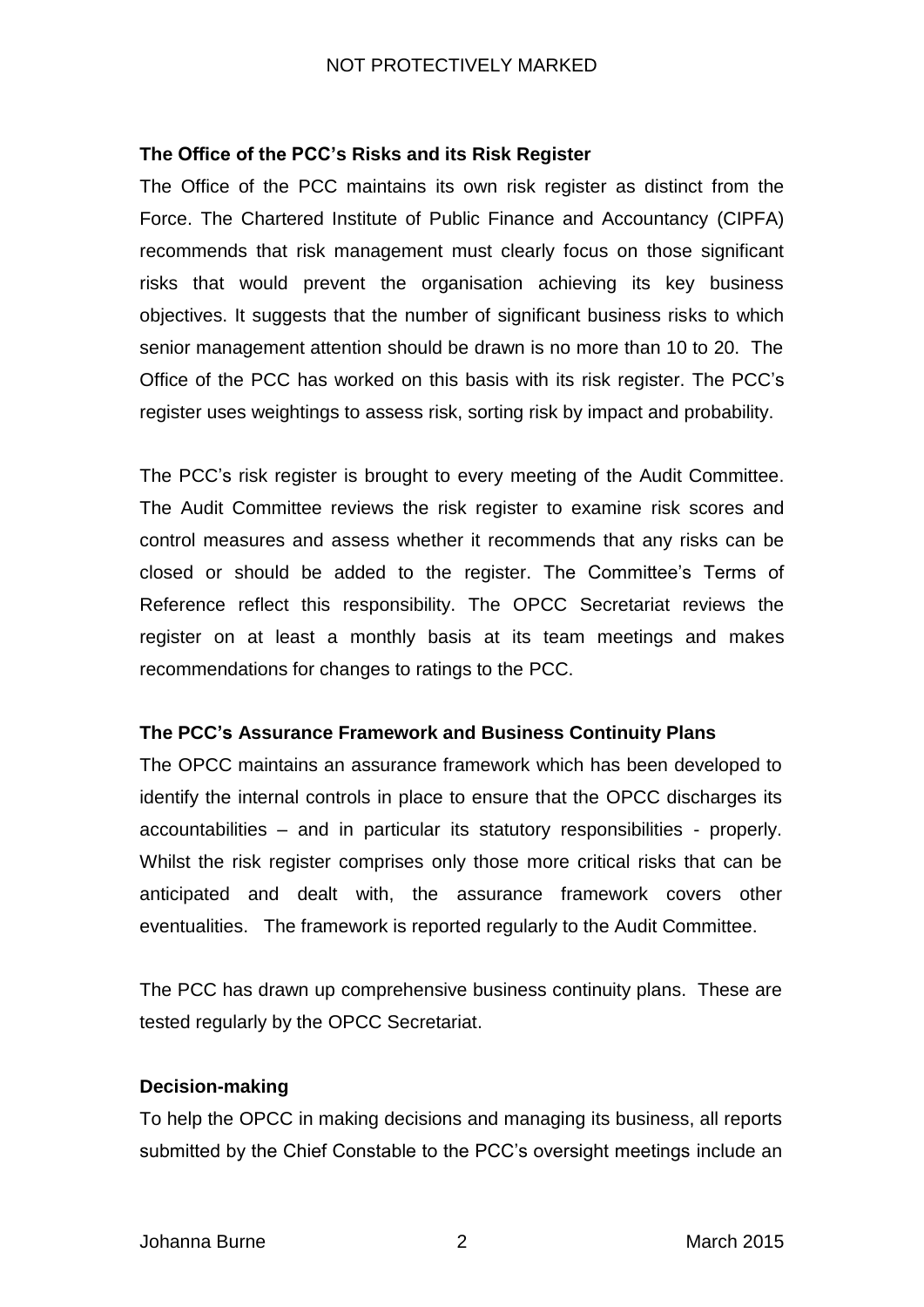### The Office of the PCC's Risks and its Risk Register

The Office of the PCC maintains its own risk register as distinct from the Force. The Chartered Institute of Public Finance and Accountancy (CIPFA) recommends that risk management must clearly focus on those significant risks that would prevent the organisation achieving its key business objectives. It suggests that the number of significant business risks to which senior management attention should be drawn is no more than 10 to 20. The Office of the PCC has worked on this basis with its risk register. The PCC's register uses weightings to assess risk, sorting risk by impact and probability.

The PCC's risk register is brought to every meeting of the Audit Committee. The Audit Committee reviews the risk register to examine risk scores and control measures and assess whether it recommends that any risks can be closed or should be added to the register. The Committee's Terms of Reference reflect this responsibility. The OPCC Secretariat reviews the register on at least a monthly basis at its team meetings and makes recommendations for changes to ratings to the PCC.

### The PCC's Assurance Framework and Business Continuity Plans

The OPCC maintains an assurance framework which has been developed to identify the internal controls in place to ensure that the OPCC discharges its accountabilities – and in particular its statutory responsibilities - properly. Whilst the risk register comprises only those more critical risks that can be anticipated and dealt with, the assurance framework covers other eventualities. The framework is reported regularly to the Audit Committee.

The PCC has drawn up comprehensive business continuity plans. These are tested regularly by the OPCC Secretariat.

### Decision-making

To help the OPCC in making decisions and managing its business, all reports submitted by the Chief Constable to the PCC's oversight meetings include an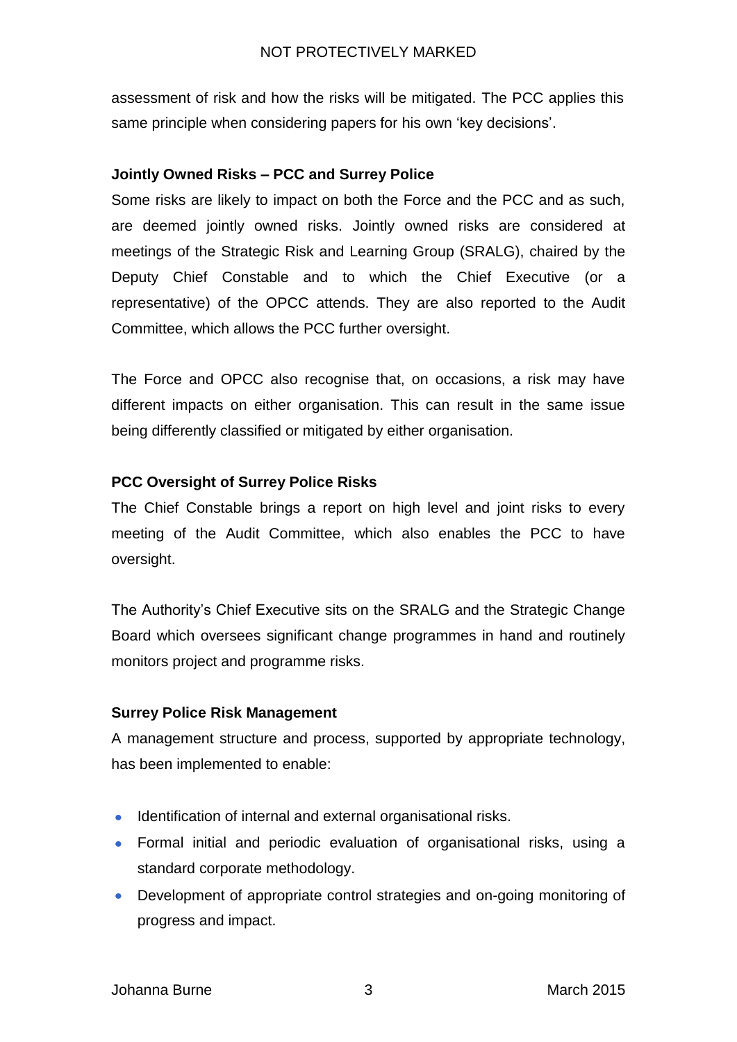assessment of risk and how the risks will be mitigated. The PCC applies this same principle when considering papers for his own 'key decisions'.

**Jointly Owned Risks – PCC and Surrey Police**

Some risks are likely to impact on both the Force and the PCC and as such, are deemed jointly owned risks. Jointly owned risks are considered at meetings of the Strategic Risk and Learning Group (SRALG), chaired by the Deputy Chief Constable and to which the Chief Executive (or a representative) of the OPCC attends. They are also reported to the Audit Committee, which allows the PCC further oversight.

The Force and OPCC also recognise that, on occasions, a risk may have different impacts on either organisation. This can result in the same issue being differently classified or mitigated by either organisation.

**PCC Oversight of Surrey Police Risks**

The Chief Constable brings a report on high level and joint risks to every meeting of the Audit Committee, which also enables the PCC to have oversight.

The Authority's Chief Executive sits on the SRALG and the Strategic Change Board which oversees significant change programmes in hand and routinely monitors project and programme risks.

**Surrey Police Risk Management**

A management structure and process, supported by appropriate technology, has been implemented to enable:

- Identification of internal and external organisational risks.
- Formal initial and periodic evaluation of organisational risks, using a standard corporate methodology.
- Development of appropriate control strategies and on-going monitoring of progress and impact.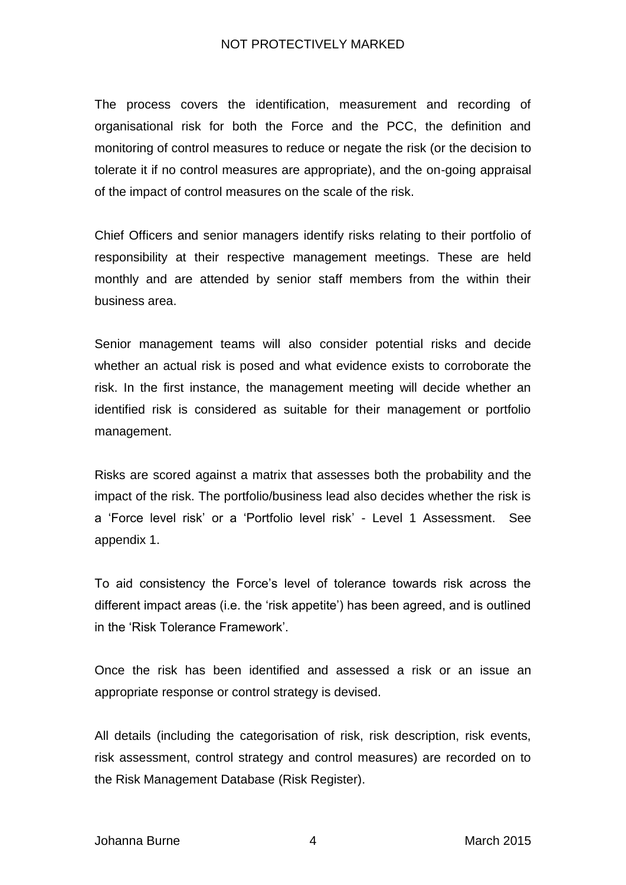The process covers the identification, measurement and recording of organisational risk for both the Force and the PCC, the definition and monitoring of control measures to reduce or negate the risk (or the decision to tolerate it if no control measures are appropriate), and the on-going appraisal of the impact of control measures on the scale of the risk.

Chief Officers and senior managers identify risks relating to their portfolio of responsibility at their respective management meetings. These are held monthly and are attended by senior staff members from the within their business area.

Senior management teams will also consider potential risks and decide whether an actual risk is posed and what evidence exists to corroborate the risk. In the first instance, the management meeting will decide whether an identified risk is considered as suitable for their management or portfolio management.

Risks are scored against a matrix that assesses both the probability and the impact of the risk. The portfolio/business lead also decides whether the risk is a 'Force level risk' or a 'Portfolio level risk' - Level 1 Assessment. See appendix 1.

To aid consistency the Force's level of tolerance towards risk across the different impact areas (i.e. the 'risk appetite') has been agreed, and is outlined in the 'Risk Tolerance Framework'.

Once the risk has been identified and assessed a risk or an issue an appropriate response or control strategy is devised.

All details (including the categorisation of risk, risk description, risk events, risk assessment, control strategy and control measures) are recorded on to the Risk Management Database (Risk Register).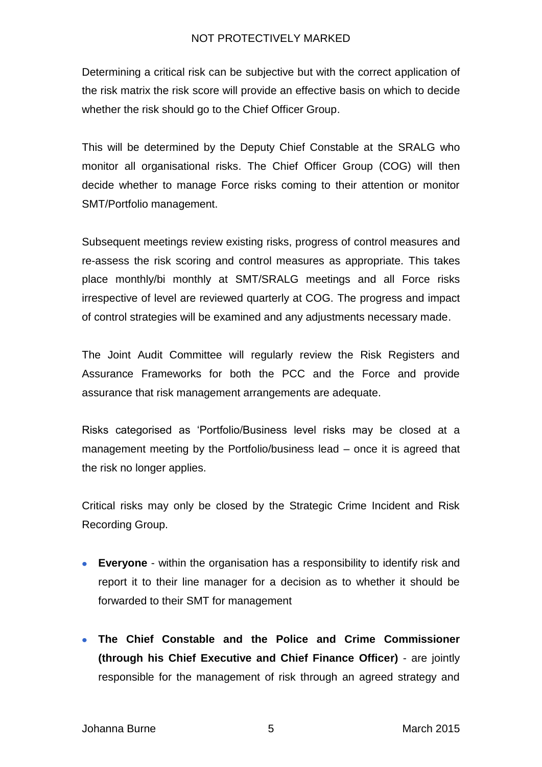Determining a critical risk can be subjective but with the correct application of the risk matrix the risk score will provide an effective basis on which to decide whether the risk should go to the Chief Officer Group.

This will be determined by the Deputy Chief Constable at the SRALG who monitor all organisational risks. The Chief Officer Group (COG) will then decide whether to manage Force risks coming to their attention or monitor SMT/Portfolio management.

Subsequent meetings review existing risks, progress of control measures and re-assess the risk scoring and control measures as appropriate. This takes place monthly/bi monthly at SMT/SRALG meetings and all Force risks irrespective of level are reviewed quarterly at COG. The progress and impact of control strategies will be examined and any adjustments necessary made.

The Joint Audit Committee will regularly review the Risk Registers and Assurance Frameworks for both the PCC and the Force and provide assurance that risk management arrangements are adequate.

Risks categorised as 'Portfolio/Business level risks may be closed at a management meeting by the Portfolio/business lead – once it is agreed that the risk no longer applies.

Critical risks may only be closed by the Strategic Crime Incident and Risk Recording Group.

- **Everyone** - within the organisation has a responsibility to identify risk and report it to their line manager for a decision as to whether it should be forwarded to their SMT for management
- **The Chief Constable and the Police and Crime Commissioner (through his Chief Executive and Chief Finance Officer)** - are jointly responsible for the management of risk through an agreed strategy and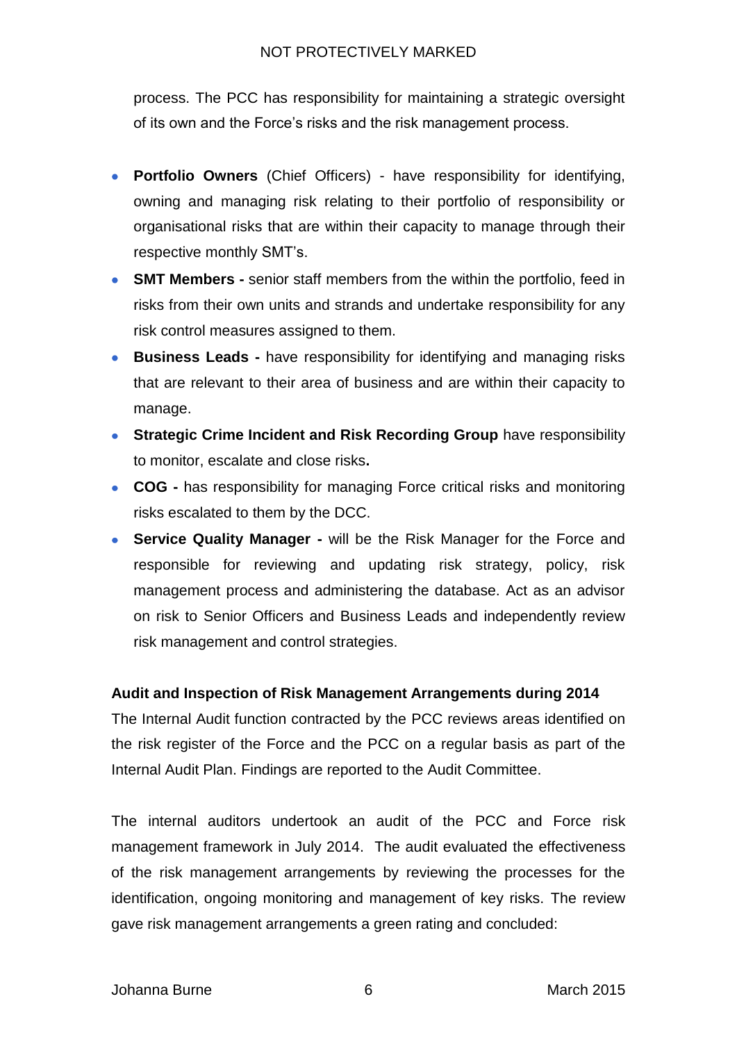process. The PCC has responsibility for maintaining a strategic oversight of its own and the Force's risks and the risk management process.

- **Portfolio Owners** (Chief Officers) - have responsibility for identifying, owning and managing risk relating to their portfolio of responsibility or organisational risks that are within their capacity to manage through their respective monthly SMT's.
- **SMT Members -** senior staff members from the within the portfolio, feed in risks from their own units and strands and undertake responsibility for any risk control measures assigned to them.
- **Business Leads -** have responsibility for identifying and managing risks that are relevant to their area of business and are within their capacity to manage.
- **Strategic Crime Incident and Risk Recording Group** have responsibility to monitor, escalate and close risks**.**
- **COG -** has responsibility for managing Force critical risks and monitoring risks escalated to them by the DCC.
- **Service Quality Manager -** will be the Risk Manager for the Force and responsible for reviewing and updating risk strategy, policy, risk management process and administering the database. Act as an advisor on risk to Senior Officers and Business Leads and independently review risk management and control strategies.

**Audit and Inspection of Risk Management Arrangements during 2014**

The Internal Audit function contracted by the PCC reviews areas identified on the risk register of the Force and the PCC on a regular basis as part of the Internal Audit Plan. Findings are reported to the Audit Committee.

The internal auditors undertook an audit of the PCC and Force risk management framework in July 2014. The audit evaluated the effectiveness of the risk management arrangements by reviewing the processes for the identification, ongoing monitoring and management of key risks. The review gave risk management arrangements a green rating and concluded: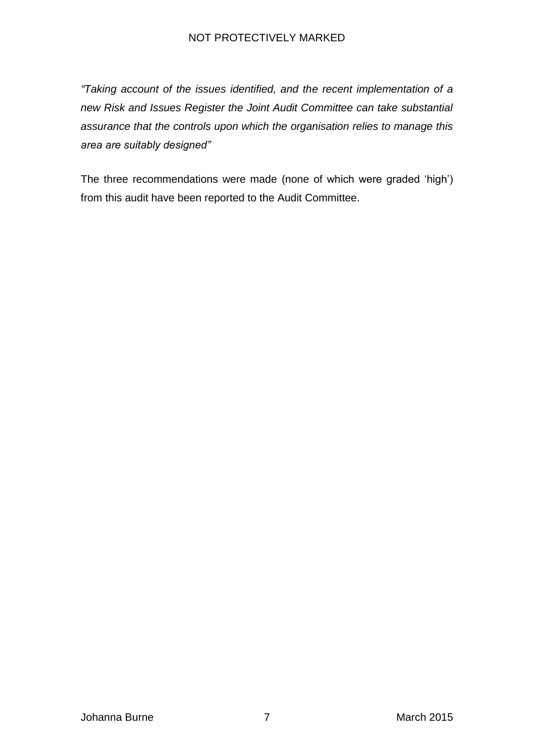*"Taking account of the issues identified, and the recent implementation of a new Risk and Issues Register the Joint Audit Committee can take substantial assurance that the controls upon which the organisation relies to manage this area are suitably designed"*

The three recommendations were made (none of which were graded 'high') from this audit have been reported to the Audit Committee.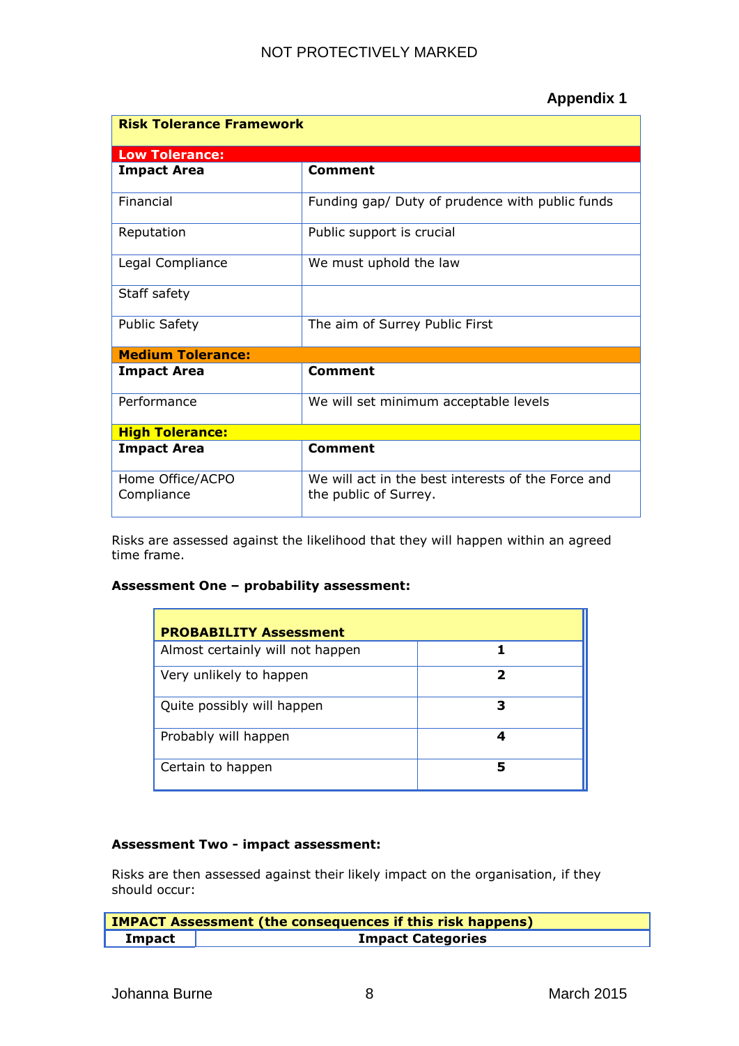**Appendix 1**

| Risk Tolerance Framework | |
|---|---|
| **Low Tolerance:** | |
| **Impact Area** | **Comment** |
| Financial | Funding gap/ Duty of prudence with public funds |
| Reputation | Public support is crucial |
| Legal Compliance | We must uphold the law |
| Staff safety | |
| Public Safety | The aim of Surrey Public First |
| **Medium Tolerance:** | |
| **Impact Area** | **Comment** |
| Performance | We will set minimum acceptable levels |
| **High Tolerance:** | |
| **Impact Area** | **Comment** |
| Home Office/ACPO Compliance | We will act in the best interests of the Force and the public of Surrey. |

Risks are assessed against the likelihood that they will happen within an agreed time frame.

**Assessment One – probability assessment:**

| PROBABILITY Assessment | |
|---|---|
| Almost certainly will not happen | **1** |
| Very unlikely to happen | **2** |
| Quite possibly will happen | **3** |
| Probably will happen | **4** |
| Certain to happen | **5** |

**Assessment Two - impact assessment:**

Risks are then assessed against their likely impact on the organisation, if they should occur:

| IMPACT Assessment (the consequences if this risk happens) | |
|---|---|
| **Impact** | **Impact Categories** |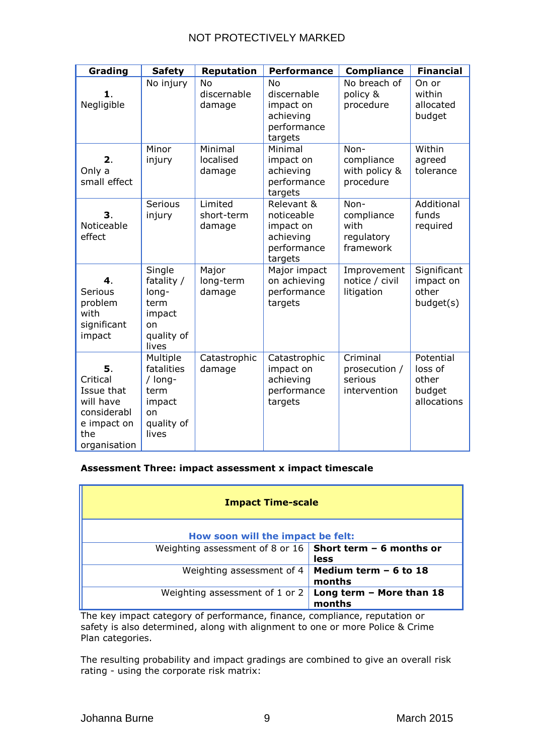| Grading | Safety | Reputation | Performance | Compliance | Financial |
|---|---|---|---|---|---|
| **1**. Negligible | No injury | No discernable damage | No discernable impact on achieving performance targets | No breach of policy & procedure | On or within allocated budget |
| **2**. Only a small effect | Minor injury | Minimal localised damage | Minimal impact on achieving performance targets | Non-compliance with policy & procedure | Within agreed tolerance |
| **3**. Noticeable effect | Serious injury | Limited short-term damage | Relevant & noticeable impact on achieving performance targets | Non-compliance with regulatory framework | Additional funds required |
| **4**. Serious problem with significant impact | Single fatality / long-term impact on quality of lives | Major long-term damage | Major impact on achieving performance targets | Improvement notice / civil litigation | Significant impact on other budget(s) |
| **5**. Critical Issue that will have considerable impact on the organisation | Multiple fatalities / long-term impact on quality of lives | Catastrophic damage | Catastrophic impact on achieving performance targets | Criminal prosecution / serious intervention | Potential loss of other budget allocations |

**Assessment Three: impact assessment x impact timescale**

| **Impact Time-scale** | |
|---|---|
| **How soon will the impact be felt:** | |
| Weighting assessment of 8 or 16 | **Short term – 6 months or less** |
| Weighting assessment of 4 | **Medium term – 6 to 18 months** |
| Weighting assessment of 1 or 2 | **Long term – More than 18 months** |

The key impact category of performance, finance, compliance, reputation or safety is also determined, along with alignment to one or more Police & Crime Plan categories.

The resulting probability and impact gradings are combined to give an overall risk rating - using the corporate risk matrix: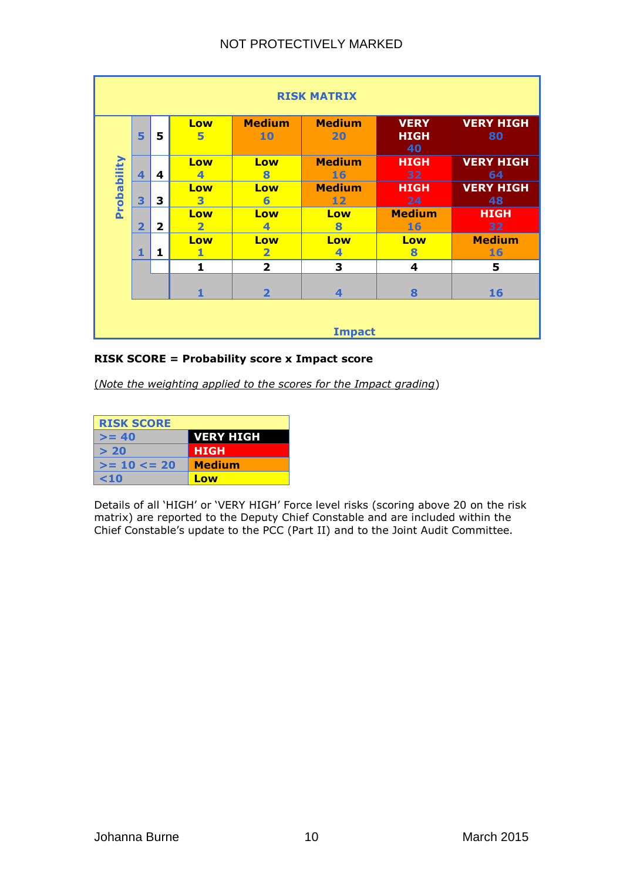| RISK MATRIX | | | | | | |
|---|---|---|---|---|---|---|
| Probability 5 | 5 | Low 5 | Medium 10 | Medium 20 | VERY HIGH 40 | VERY HIGH 80 |
| Probability 4 | 4 | Low 4 | Low 8 | Medium 16 | HIGH 32 | VERY HIGH 64 |
| Probability 3 | 3 | Low 3 | Low 6 | Medium 12 | HIGH 24 | VERY HIGH 48 |
| Probability 2 | 2 | Low 2 | Low 4 | Low 8 | Medium 16 | HIGH 32 |
| Probability 1 | 1 | Low 1 | Low 2 | Low 4 | Low 8 | Medium 16 |
| | | 1 | 2 | 3 | 4 | 5 |
| | Impact | 1 | 2 | 4 | 8 | 16 |

**RISK SCORE = Probability score x Impact score**

(*Note the weighting applied to the scores for the Impact grading*)

| RISK SCORE | |
|---|---|
| >= 40 | VERY HIGH |
| > 20 | HIGH |
| >= 10 <= 20 | Medium |
| <10 | Low |

Details of all 'HIGH' or 'VERY HIGH' Force level risks (scoring above 20 on the risk matrix) are reported to the Deputy Chief Constable and are included within the Chief Constable's update to the PCC (Part II) and to the Joint Audit Committee.